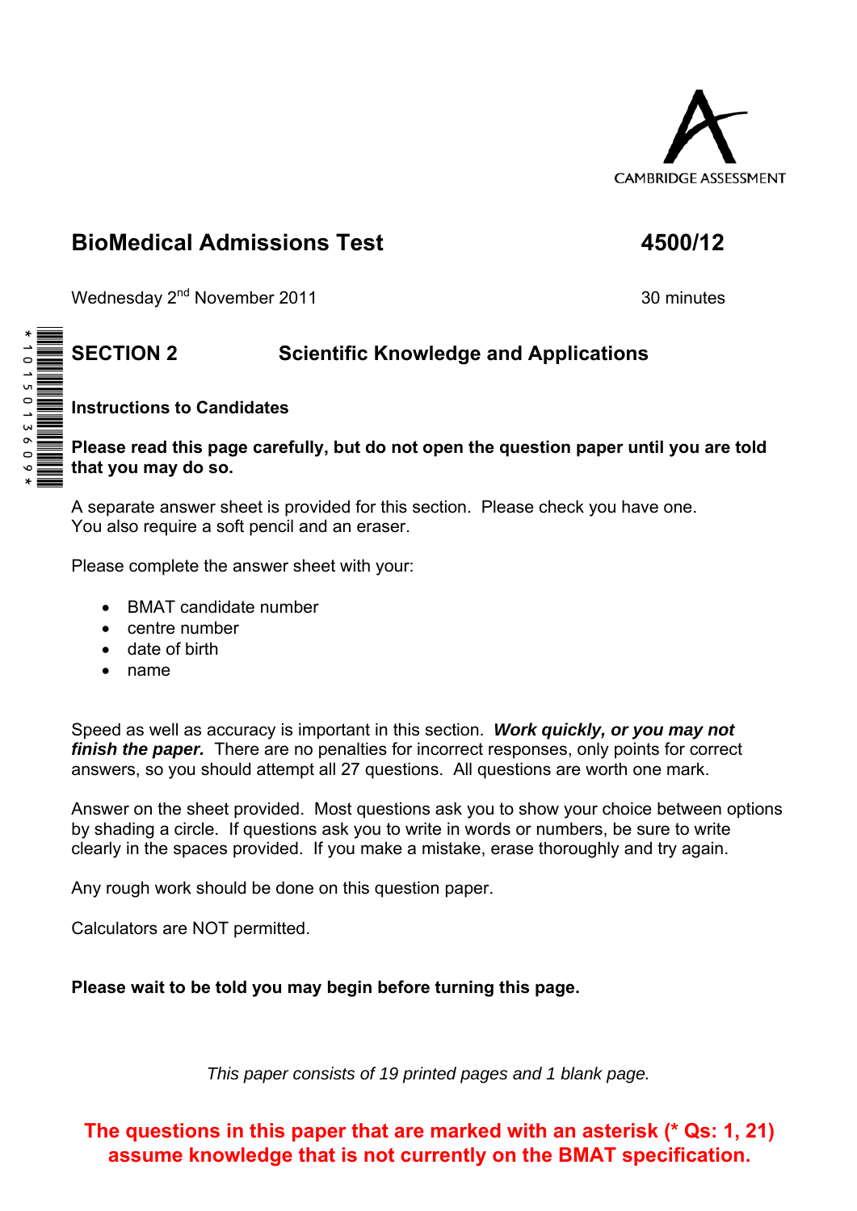CAMBRIDGE ASSESSMENT

# BioMedical Admissions Test 4500/12

Wednesday 2nd November 2011

30 minutes

## SECTION 2 Scientific Knowledge and Applications

### Instructions to Candidates

**Please read this page carefully, but do not open the question paper until you are told that you may do so.**

A separate answer sheet is provided for this section. Please check you have one.
You also require a soft pencil and an eraser.

Please complete the answer sheet with your:

- BMAT candidate number
- centre number
- date of birth
- name

Speed as well as accuracy is important in this section. ***Work quickly, or you may not finish the paper.*** There are no penalties for incorrect responses, only points for correct answers, so you should attempt all 27 questions. All questions are worth one mark.

Answer on the sheet provided. Most questions ask you to show your choice between options by shading a circle. If questions ask you to write in words or numbers, be sure to write clearly in the spaces provided. If you make a mistake, erase thoroughly and try again.

Any rough work should be done on this question paper.

Calculators are NOT permitted.

**Please wait to be told you may begin before turning this page.**

*This paper consists of 19 printed pages and 1 blank page.*

**The questions in this paper that are marked with an asterisk (* Qs: 1, 21) assume knowledge that is not currently on the BMAT specification.**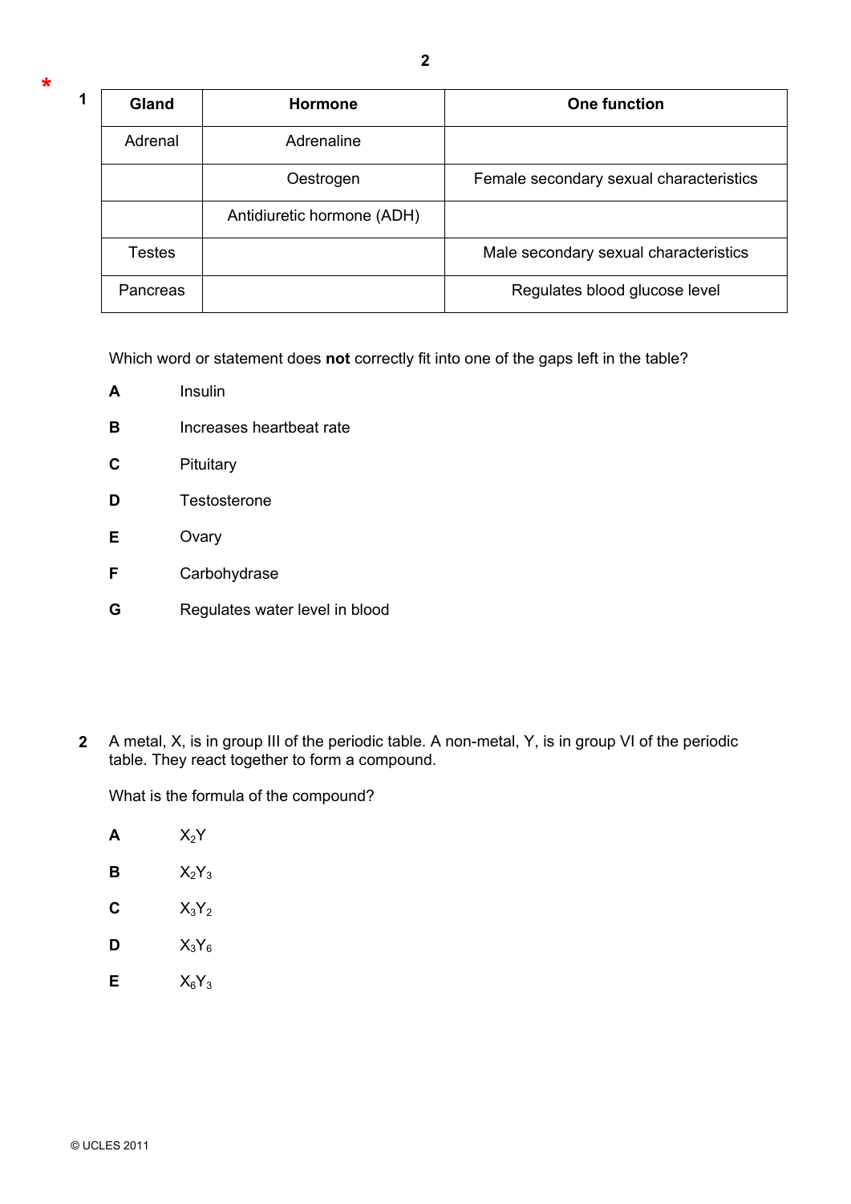**1**

| Gland | Hormone | One function |
| --- | --- | --- |
| Adrenal | Adrenaline | |
| | Oestrogen | Female secondary sexual characteristics |
| | Antidiuretic hormone (ADH) | |
| Testes | | Male secondary sexual characteristics |
| Pancreas | | Regulates blood glucose level |

Which word or statement does **not** correctly fit into one of the gaps left in the table?

**A** Insulin

**B** Increases heartbeat rate

**C** Pituitary

**D** Testosterone

**E** Ovary

**F** Carbohydrase

**G** Regulates water level in blood

**2** A metal, X, is in group III of the periodic table. A non-metal, Y, is in group VI of the periodic table. They react together to form a compound.

What is the formula of the compound?

**A** $X_2Y$

**B** $X_2Y_3$

**C** $X_3Y_2$

**D** $X_3Y_6$

**E** $X_6Y_3$

© UCLES 2011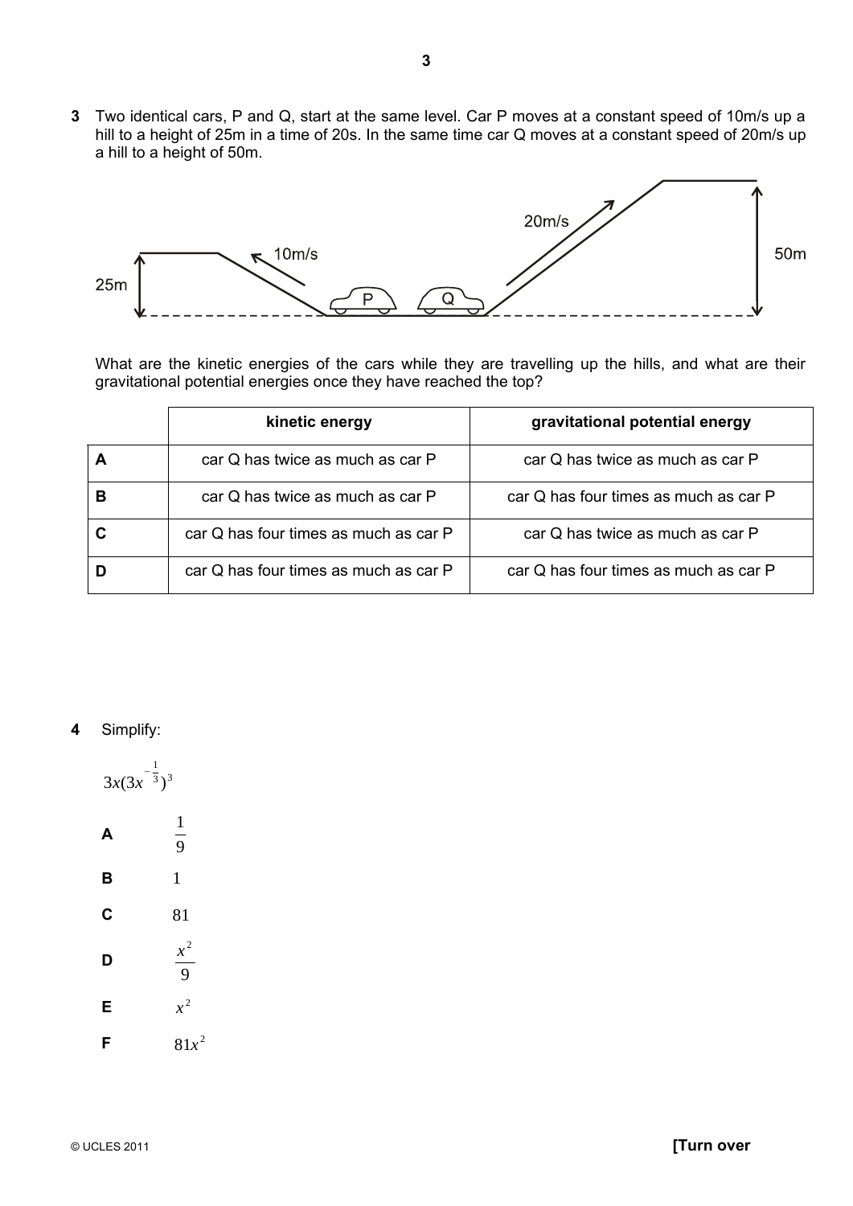**3** Two identical cars, P and Q, start at the same level. Car P moves at a constant speed of 10m/s up a hill to a height of 25m in a time of 20s. In the same time car Q moves at a constant speed of 20m/s up a hill to a height of 50m.

What are the kinetic energies of the cars while they are travelling up the hills, and what are their gravitational potential energies once they have reached the top?

| | kinetic energy | gravitational potential energy |
|---|---|---|
| **A** | car Q has twice as much as car P | car Q has twice as much as car P |
| **B** | car Q has twice as much as car P | car Q has four times as much as car P |
| **C** | car Q has four times as much as car P | car Q has twice as much as car P |
| **D** | car Q has four times as much as car P | car Q has four times as much as car P |

**4** Simplify:

$$3x(3x^{-\frac{1}{3}})^3$$

**A** $\frac{1}{9}$

**B** $1$

**C** $81$

**D** $\frac{x^2}{9}$

**E** $x^2$

**F** $81x^2$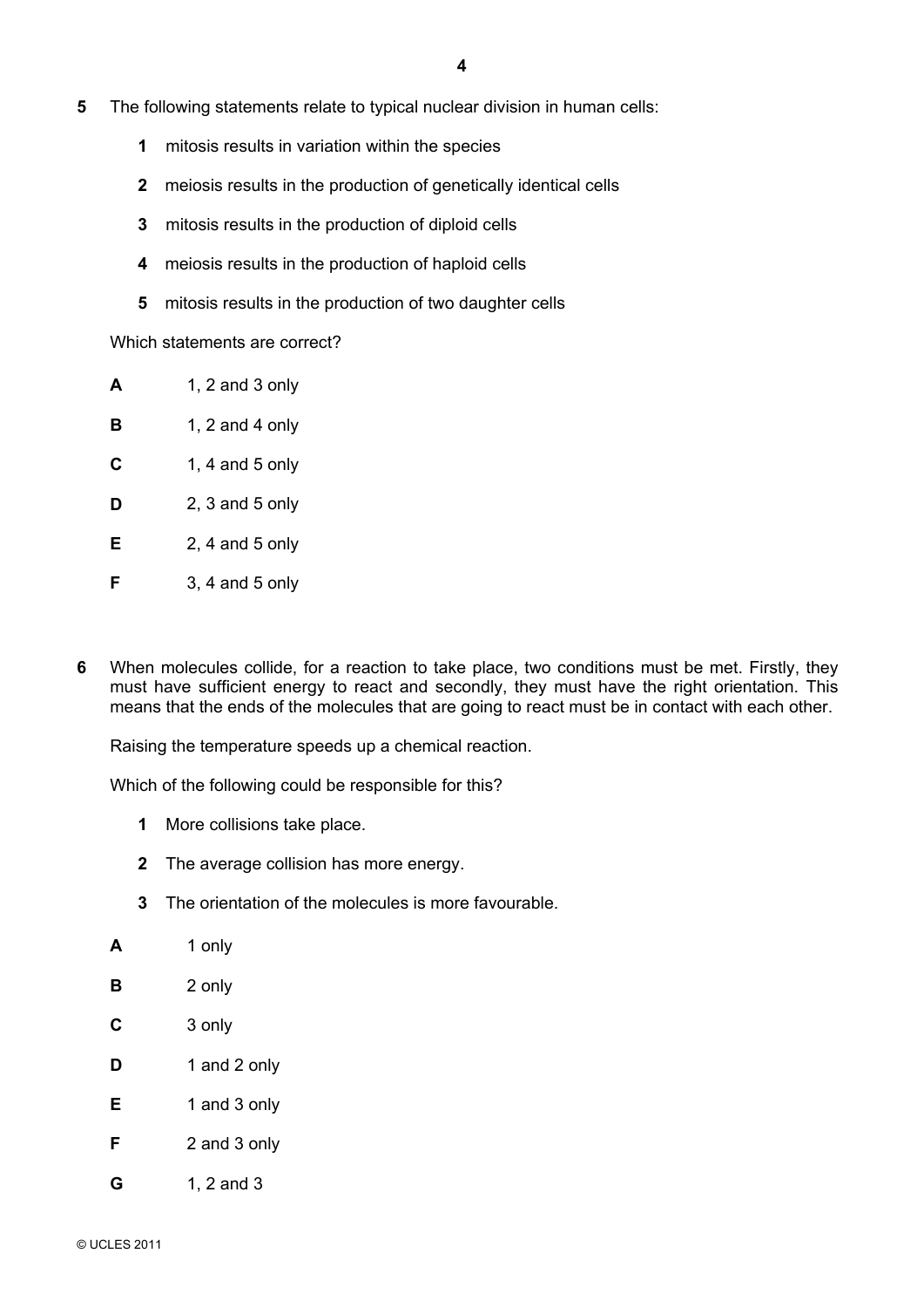**5** The following statements relate to typical nuclear division in human cells:

**1** mitosis results in variation within the species

**2** meiosis results in the production of genetically identical cells

**3** mitosis results in the production of diploid cells

**4** meiosis results in the production of haploid cells

**5** mitosis results in the production of two daughter cells

Which statements are correct?

**A** 1, 2 and 3 only

**B** 1, 2 and 4 only

**C** 1, 4 and 5 only

**D** 2, 3 and 5 only

**E** 2, 4 and 5 only

**F** 3, 4 and 5 only

**6** When molecules collide, for a reaction to take place, two conditions must be met. Firstly, they must have sufficient energy to react and secondly, they must have the right orientation. This means that the ends of the molecules that are going to react must be in contact with each other.

Raising the temperature speeds up a chemical reaction.

Which of the following could be responsible for this?

**1** More collisions take place.

**2** The average collision has more energy.

**3** The orientation of the molecules is more favourable.

**A** 1 only

**B** 2 only

**C** 3 only

**D** 1 and 2 only

**E** 1 and 3 only

**F** 2 and 3 only

**G** 1, 2 and 3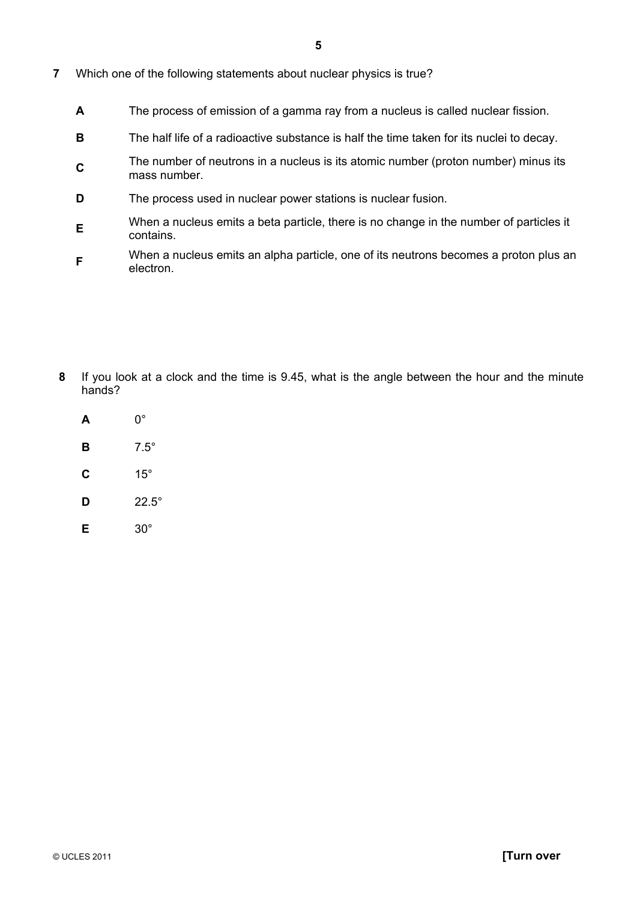**7** Which one of the following statements about nuclear physics is true?

- **A** The process of emission of a gamma ray from a nucleus is called nuclear fission.
- **B** The half life of a radioactive substance is half the time taken for its nuclei to decay.
- **C** The number of neutrons in a nucleus is its atomic number (proton number) minus its mass number.
- **D** The process used in nuclear power stations is nuclear fusion.
- **E** When a nucleus emits a beta particle, there is no change in the number of particles it contains.
- **F** When a nucleus emits an alpha particle, one of its neutrons becomes a proton plus an electron.

**8** If you look at a clock and the time is 9.45, what is the angle between the hour and the minute hands?

- **A** 0°
- **B** 7.5°
- **C** 15°
- **D** 22.5°
- **E** 30°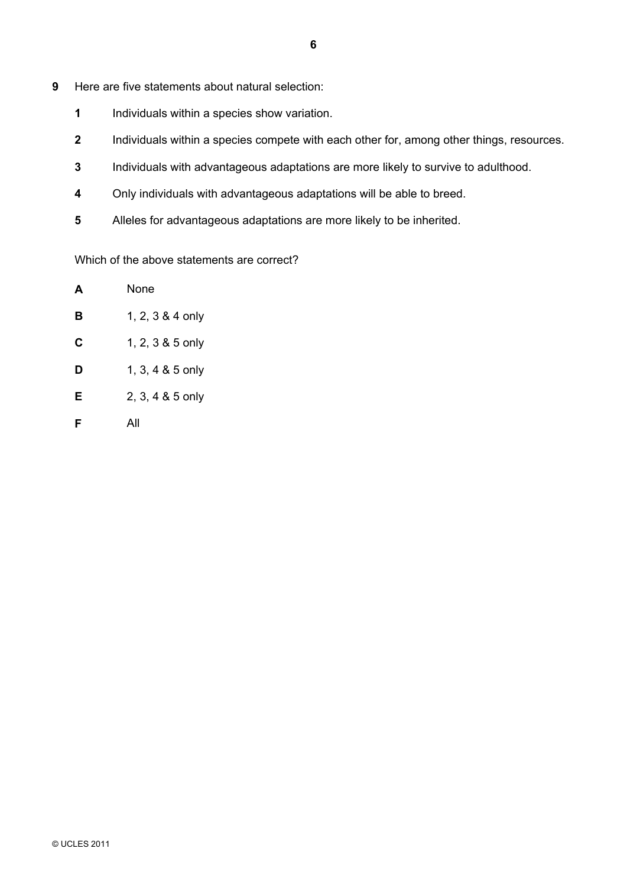**9** Here are five statements about natural selection:

**1** Individuals within a species show variation.

**2** Individuals within a species compete with each other for, among other things, resources.

**3** Individuals with advantageous adaptations are more likely to survive to adulthood.

**4** Only individuals with advantageous adaptations will be able to breed.

**5** Alleles for advantageous adaptations are more likely to be inherited.

Which of the above statements are correct?

**A** None

**B** 1, 2, 3 & 4 only

**C** 1, 2, 3 & 5 only

**D** 1, 3, 4 & 5 only

**E** 2, 3, 4 & 5 only

**F** All

© UCLES 2011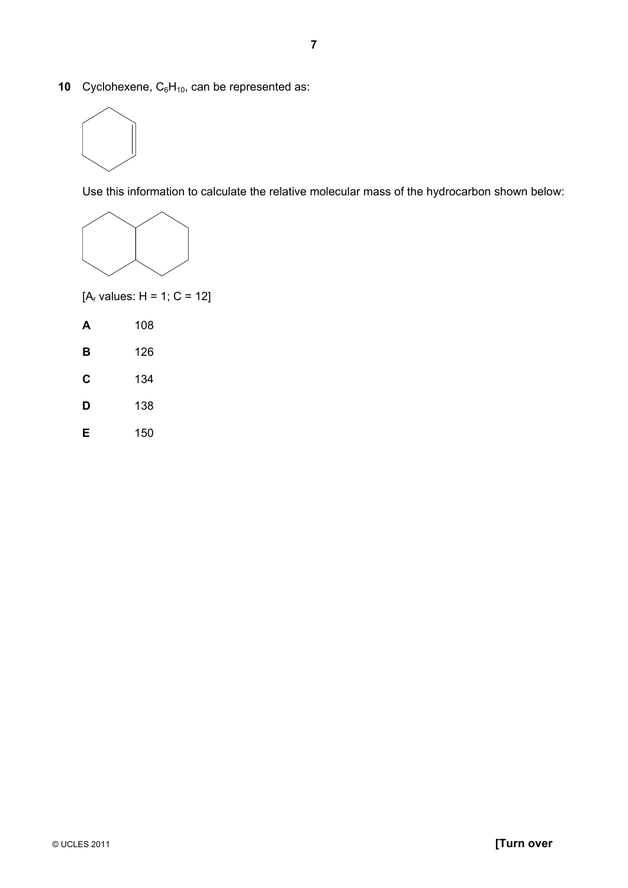**10** Cyclohexene, $C_6H_{10}$, can be represented as:

Use this information to calculate the relative molecular mass of the hydrocarbon shown below:

[$A_r$ values: H = 1; C = 12]

**A** 108

**B** 126

**C** 134

**D** 138

**E** 150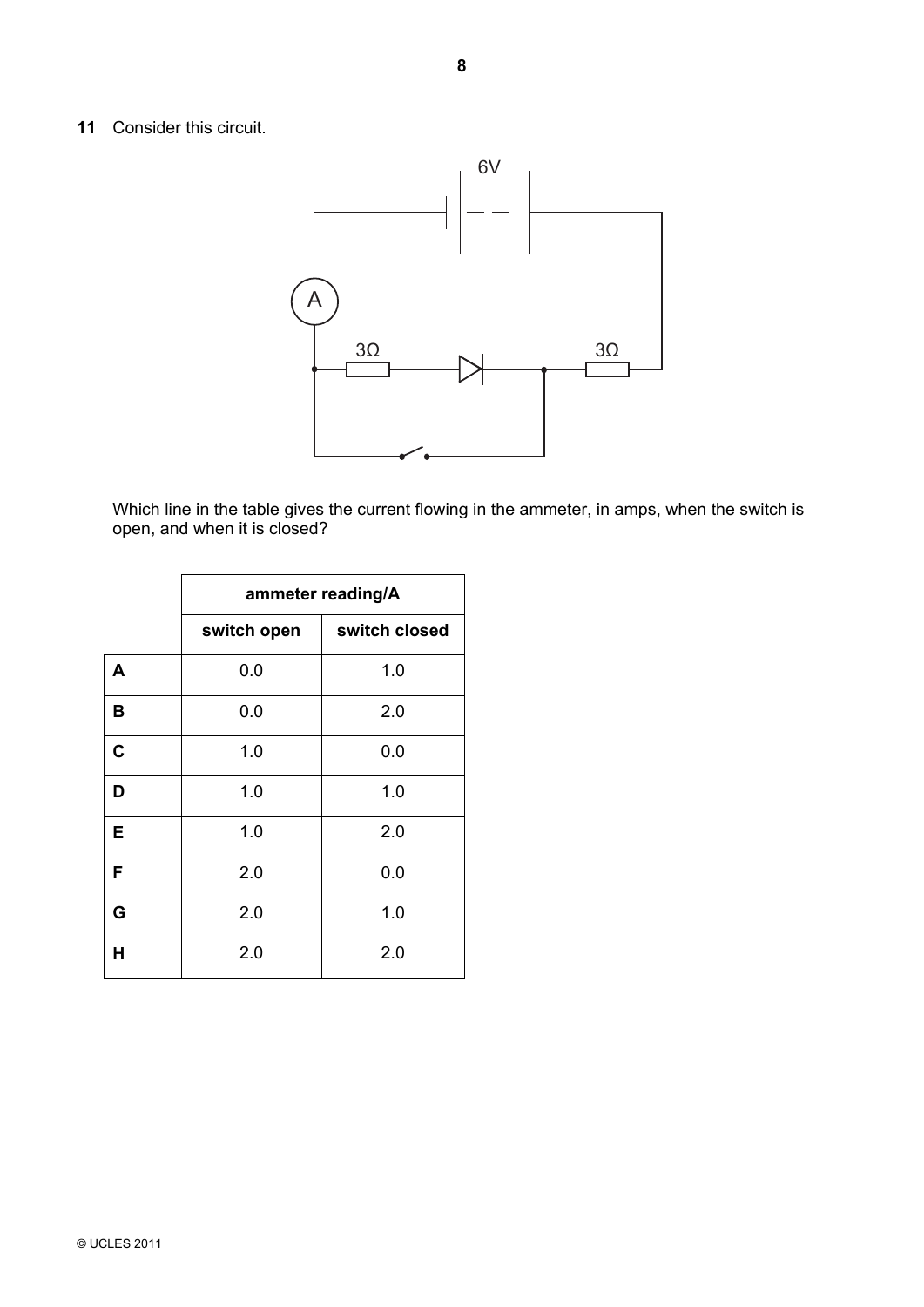**11** Consider this circuit.

Which line in the table gives the current flowing in the ammeter, in amps, when the switch is open, and when it is closed?

| | ammeter reading/A | |
|---|---|---|
| | **switch open** | **switch closed** |
| **A** | 0.0 | 1.0 |
| **B** | 0.0 | 2.0 |
| **C** | 1.0 | 0.0 |
| **D** | 1.0 | 1.0 |
| **E** | 1.0 | 2.0 |
| **F** | 2.0 | 0.0 |
| **G** | 2.0 | 1.0 |
| **H** | 2.0 | 2.0 |

© UCLES 2011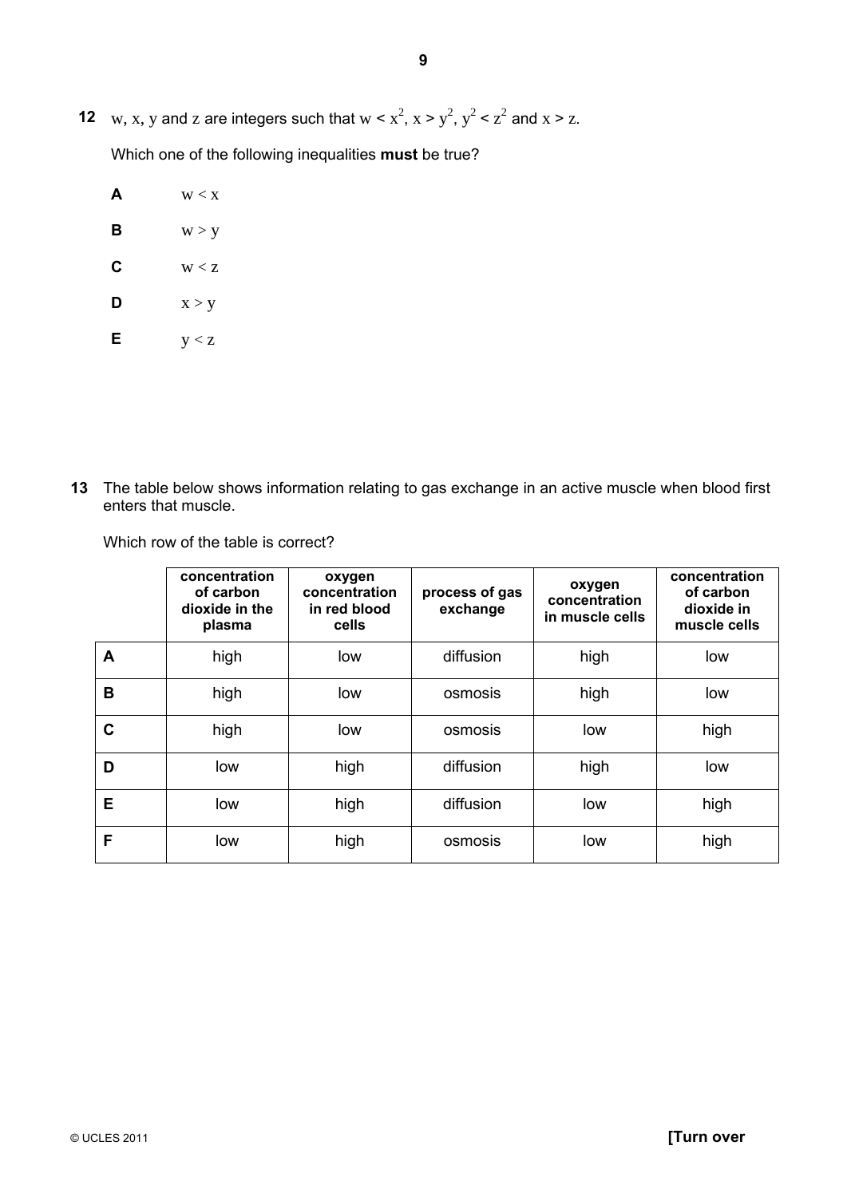**12** w, x, y and z are integers such that $w < x^2$, $x > y^2$, $y^2 < z^2$ and $x > z$.

Which one of the following inequalities **must** be true?

**A** $w < x$

**B** $w > y$

**C** $w < z$

**D** $x > y$

**E** $y < z$

**13** The table below shows information relating to gas exchange in an active muscle when blood first enters that muscle.

Which row of the table is correct?

| | concentration of carbon dioxide in the plasma | oxygen concentration in red blood cells | process of gas exchange | oxygen concentration in muscle cells | concentration of carbon dioxide in muscle cells |
|---|---|---|---|---|---|
| **A** | high | low | diffusion | high | low |
| **B** | high | low | osmosis | high | low |
| **C** | high | low | osmosis | low | high |
| **D** | low | high | diffusion | high | low |
| **E** | low | high | diffusion | low | high |
| **F** | low | high | osmosis | low | high |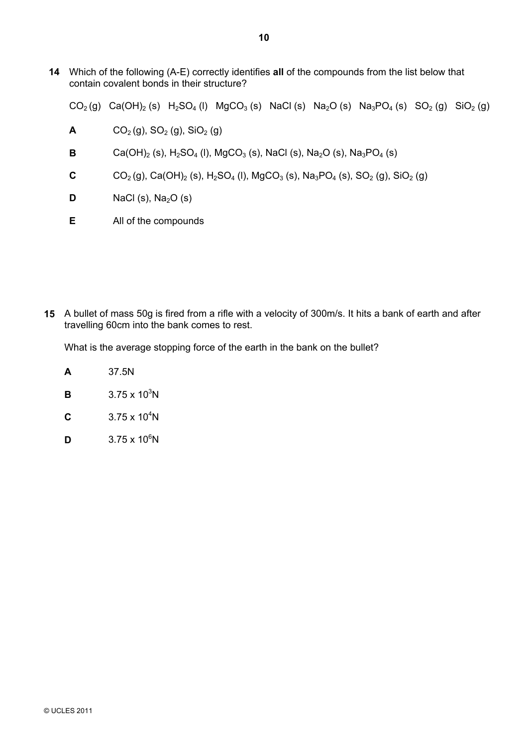**14** Which of the following (A-E) correctly identifies **all** of the compounds from the list below that contain covalent bonds in their structure?

$CO_2$ (g) $Ca(OH)_2$ (s) $H_2SO_4$ (l) $MgCO_3$ (s) NaCl (s) $Na_2O$ (s) $Na_3PO_4$ (s) $SO_2$ (g) $SiO_2$ (g)

**A** $CO_2$ (g), $SO_2$ (g), $SiO_2$ (g)

**B** $Ca(OH)_2$ (s), $H_2SO_4$ (l), $MgCO_3$ (s), NaCl (s), $Na_2O$ (s), $Na_3PO_4$ (s)

**C** $CO_2$ (g), $Ca(OH)_2$ (s), $H_2SO_4$ (l), $MgCO_3$ (s), $Na_3PO_4$ (s), $SO_2$ (g), $SiO_2$ (g)

**D** NaCl (s), $Na_2O$ (s)

**E** All of the compounds

**15** A bullet of mass 50g is fired from a rifle with a velocity of 300m/s. It hits a bank of earth and after travelling 60cm into the bank comes to rest.

What is the average stopping force of the earth in the bank on the bullet?

**A** 37.5N

**B** $3.75 \times 10^3$N

**C** $3.75 \times 10^4$N

**D** $3.75 \times 10^6$N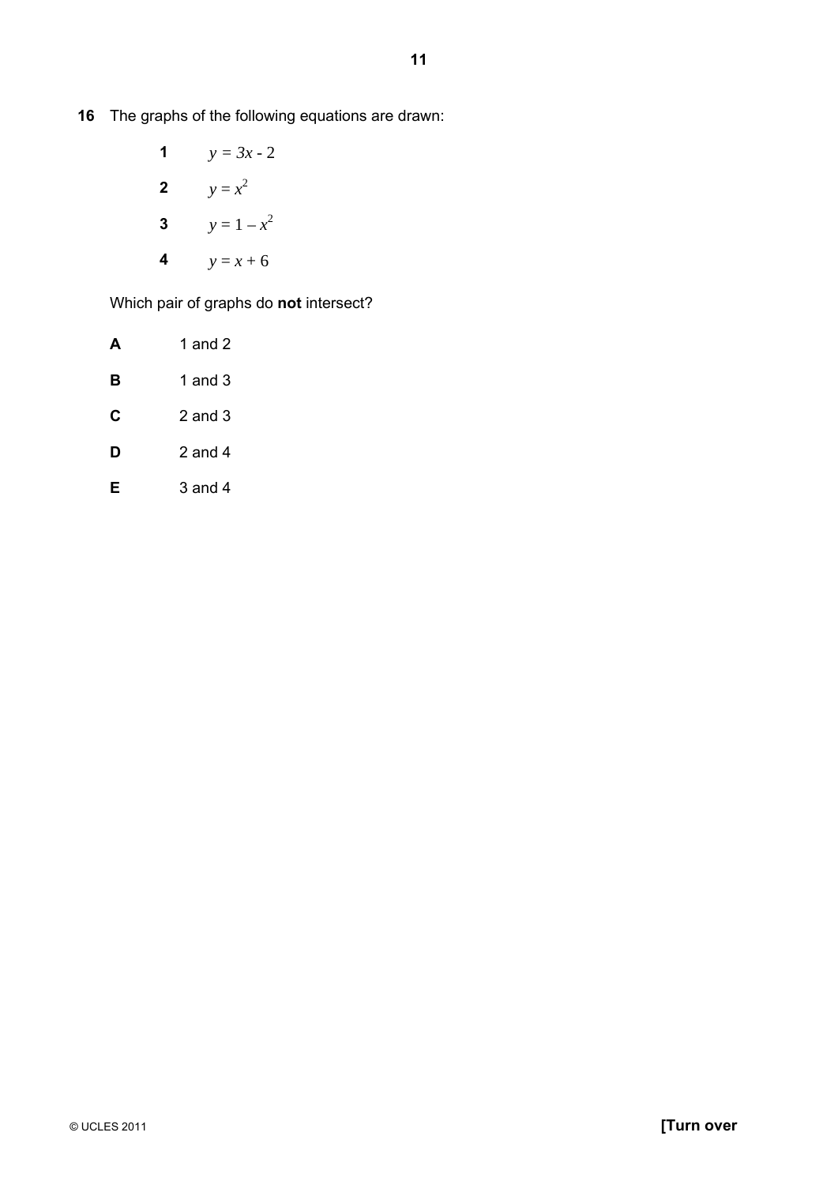**16** The graphs of the following equations are drawn:

**1** $y = 3x - 2$

**2** $y = x^2$

**3** $y = 1 - x^2$

**4** $y = x + 6$

Which pair of graphs do **not** intersect?

**A** 1 and 2

**B** 1 and 3

**C** 2 and 3

**D** 2 and 4

**E** 3 and 4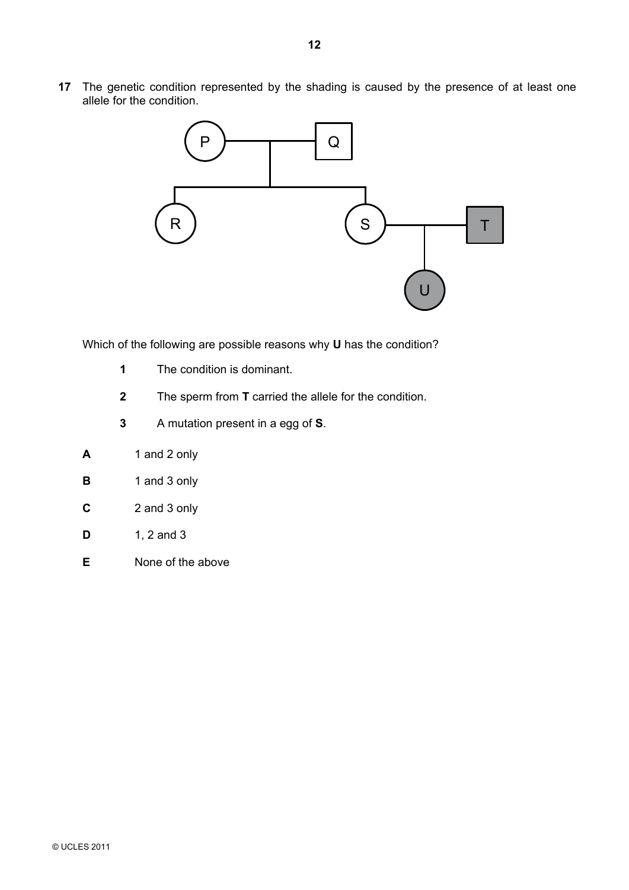**17** The genetic condition represented by the shading is caused by the presence of at least one allele for the condition.

Which of the following are possible reasons why **U** has the condition?

**1** The condition is dominant.

**2** The sperm from **T** carried the allele for the condition.

**3** A mutation present in a egg of **S**.

**A** 1 and 2 only

**B** 1 and 3 only

**C** 2 and 3 only

**D** 1, 2 and 3

**E** None of the above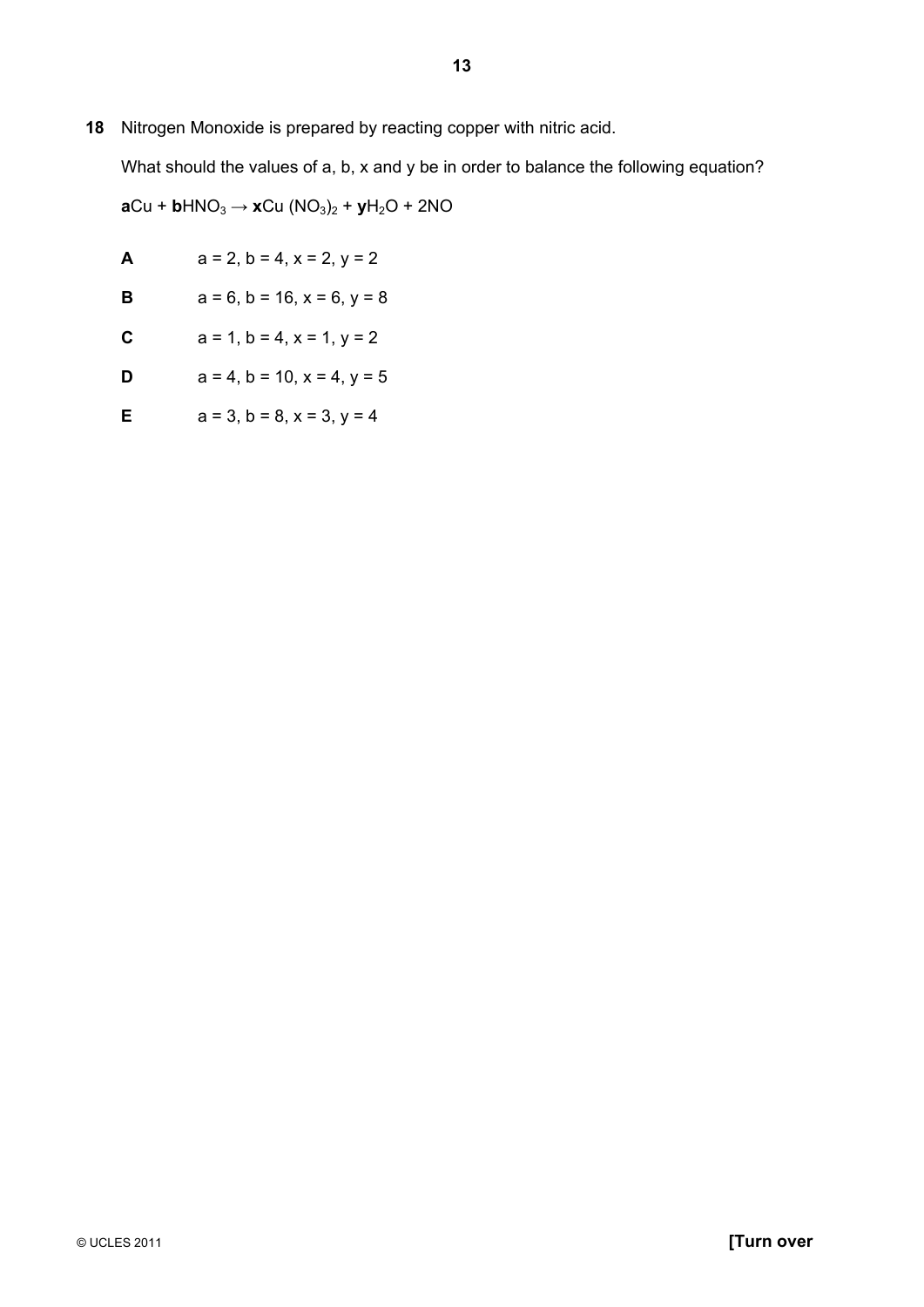**18** Nitrogen Monoxide is prepared by reacting copper with nitric acid.

What should the values of a, b, x and y be in order to balance the following equation?

**a**$Cu$ + **b**$HNO_3 \rightarrow$ **x**$Cu\ (NO_3)_2$ + **y**$H_2O$ + $2NO$

**A** a = 2, b = 4, x = 2, y = 2

**B** a = 6, b = 16, x = 6, y = 8

**C** a = 1, b = 4, x = 1, y = 2

**D** a = 4, b = 10, x = 4, y = 5

**E** a = 3, b = 8, x = 3, y = 4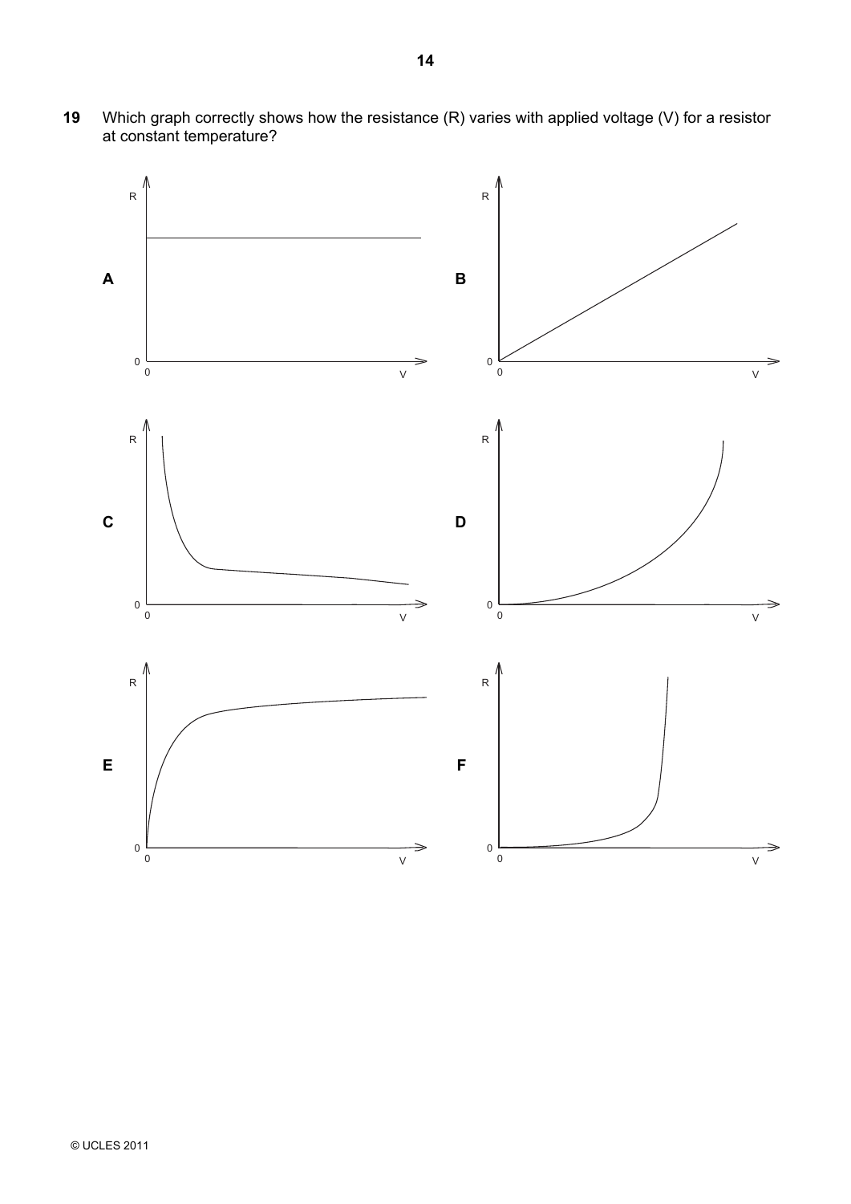**19** Which graph correctly shows how the resistance (R) varies with applied voltage (V) for a resistor at constant temperature?

**A**

**B**

**C**

**D**

**E**

**F**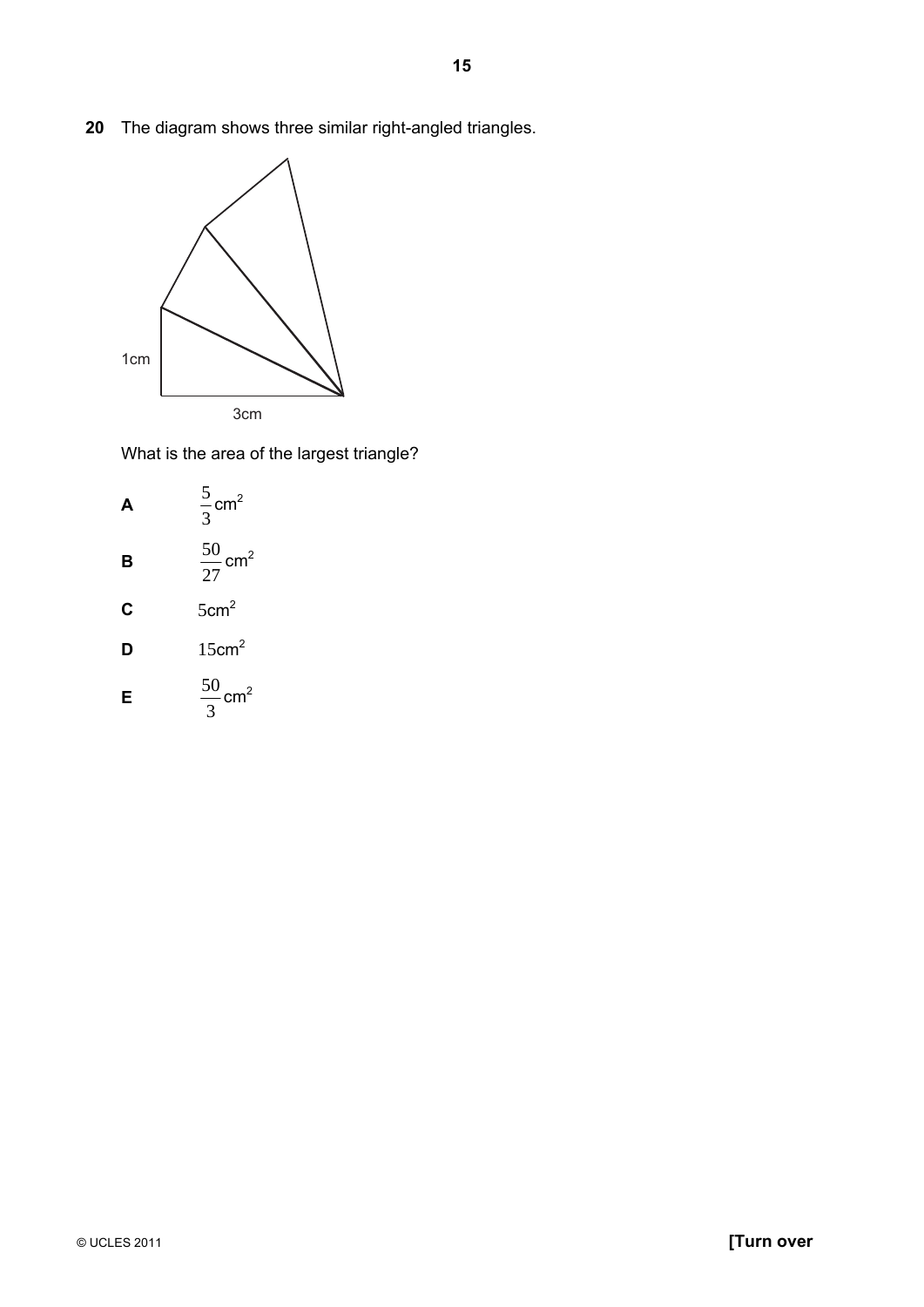**20** The diagram shows three similar right-angled triangles.

1cm

3cm

What is the area of the largest triangle?

**A** $\frac{5}{3}$ cm$^2$

**B** $\frac{50}{27}$ cm$^2$

**C** $5$cm$^2$

**D** $15$cm$^2$

**E** $\frac{50}{3}$ cm$^2$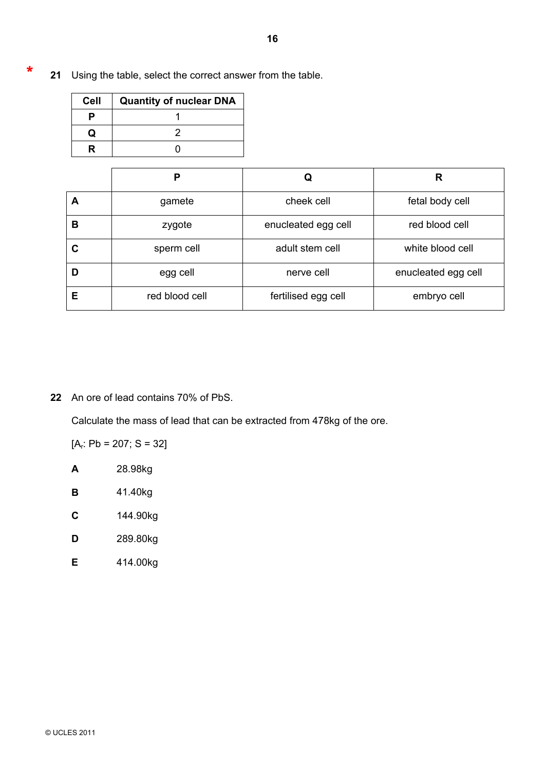*

**21** Using the table, select the correct answer from the table.

| Cell | Quantity of nuclear DNA |
|---|---|
| **P** | 1 |
| **Q** | 2 |
| **R** | 0 |

| | P | Q | R |
|---|---|---|---|
| **A** | gamete | cheek cell | fetal body cell |
| **B** | zygote | enucleated egg cell | red blood cell |
| **C** | sperm cell | adult stem cell | white blood cell |
| **D** | egg cell | nerve cell | enucleated egg cell |
| **E** | red blood cell | fertilised egg cell | embryo cell |

**22** An ore of lead contains 70% of PbS.

Calculate the mass of lead that can be extracted from 478kg of the ore.

[$A_r$: Pb = 207; S = 32]

**A** 28.98kg

**B** 41.40kg

**C** 144.90kg

**D** 289.80kg

**E** 414.00kg

© UCLES 2011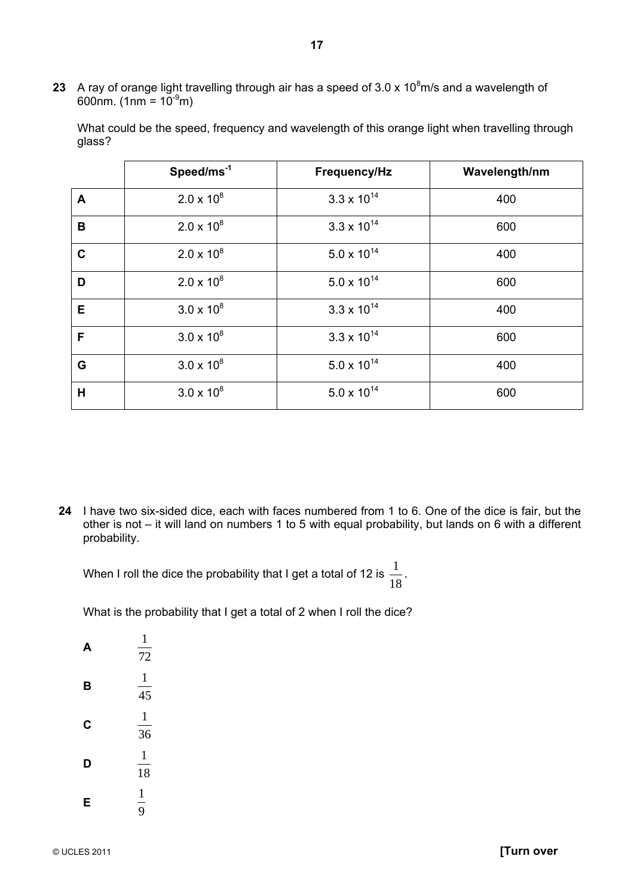**23** A ray of orange light travelling through air has a speed of $3.0 \times 10^8$m/s and a wavelength of 600nm. ($1\text{nm} = 10^{-9}\text{m}$)

What could be the speed, frequency and wavelength of this orange light when travelling through glass?

| | Speed/$\text{ms}^{-1}$ | Frequency/Hz | Wavelength/nm |
|---|---|---|---|
| **A** | $2.0 \times 10^8$ | $3.3 \times 10^{14}$ | 400 |
| **B** | $2.0 \times 10^8$ | $3.3 \times 10^{14}$ | 600 |
| **C** | $2.0 \times 10^8$ | $5.0 \times 10^{14}$ | 400 |
| **D** | $2.0 \times 10^8$ | $5.0 \times 10^{14}$ | 600 |
| **E** | $3.0 \times 10^8$ | $3.3 \times 10^{14}$ | 400 |
| **F** | $3.0 \times 10^8$ | $3.3 \times 10^{14}$ | 600 |
| **G** | $3.0 \times 10^8$ | $5.0 \times 10^{14}$ | 400 |
| **H** | $3.0 \times 10^8$ | $5.0 \times 10^{14}$ | 600 |

**24** I have two six-sided dice, each with faces numbered from 1 to 6. One of the dice is fair, but the other is not – it will land on numbers 1 to 5 with equal probability, but lands on 6 with a different probability.

When I roll the dice the probability that I get a total of 12 is $\frac{1}{18}$.

What is the probability that I get a total of 2 when I roll the dice?

**A** $\frac{1}{72}$

**B** $\frac{1}{45}$

**C** $\frac{1}{36}$

**D** $\frac{1}{18}$

**E** $\frac{1}{9}$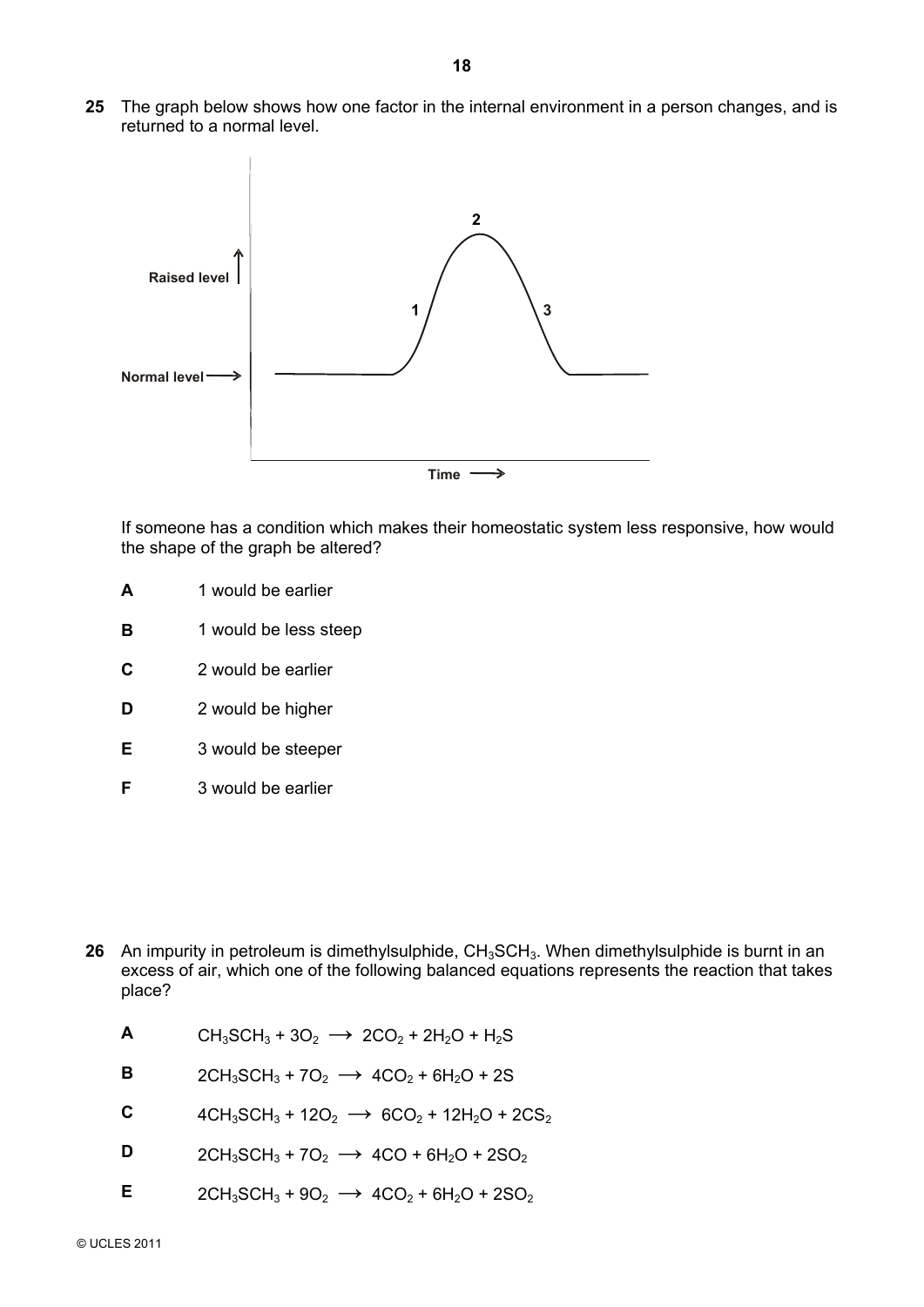**25** The graph below shows how one factor in the internal environment in a person changes, and is returned to a normal level.

If someone has a condition which makes their homeostatic system less responsive, how would the shape of the graph be altered?

**A** 1 would be earlier

**B** 1 would be less steep

**C** 2 would be earlier

**D** 2 would be higher

**E** 3 would be steeper

**F** 3 would be earlier

**26** An impurity in petroleum is dimethylsulphide, $CH_3SCH_3$. When dimethylsulphide is burnt in an excess of air, which one of the following balanced equations represents the reaction that takes place?

**A** $CH_3SCH_3 + 3O_2 \longrightarrow 2CO_2 + 2H_2O + H_2S$

**B** $2CH_3SCH_3 + 7O_2 \longrightarrow 4CO_2 + 6H_2O + 2S$

**C** $4CH_3SCH_3 + 12O_2 \longrightarrow 6CO_2 + 12H_2O + 2CS_2$

**D** $2CH_3SCH_3 + 7O_2 \longrightarrow 4CO + 6H_2O + 2SO_2$

**E** $2CH_3SCH_3 + 9O_2 \longrightarrow 4CO_2 + 6H_2O + 2SO_2$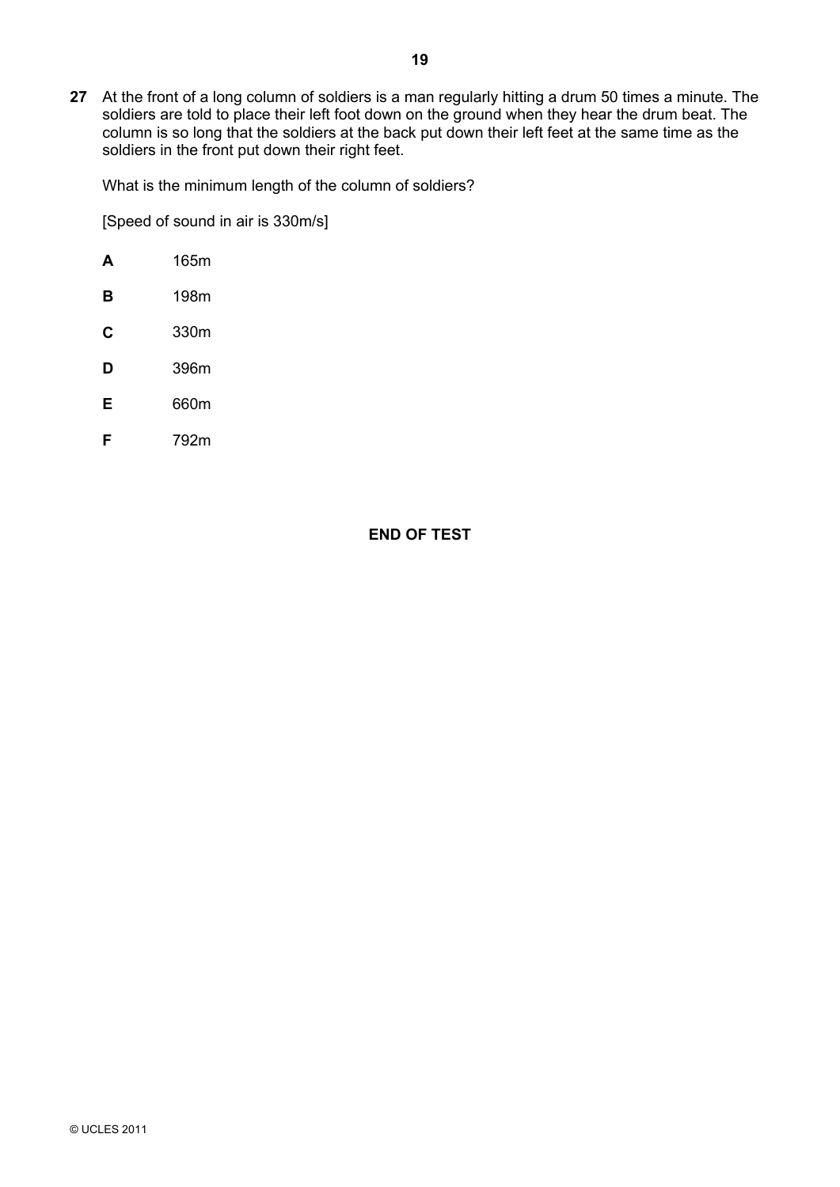**27** At the front of a long column of soldiers is a man regularly hitting a drum 50 times a minute. The soldiers are told to place their left foot down on the ground when they hear the drum beat. The column is so long that the soldiers at the back put down their left feet at the same time as the soldiers in the front put down their right feet.

What is the minimum length of the column of soldiers?

[Speed of sound in air is 330m/s]

**A** 165m

**B** 198m

**C** 330m

**D** 396m

**E** 660m

**F** 792m

**END OF TEST**

© UCLES 2011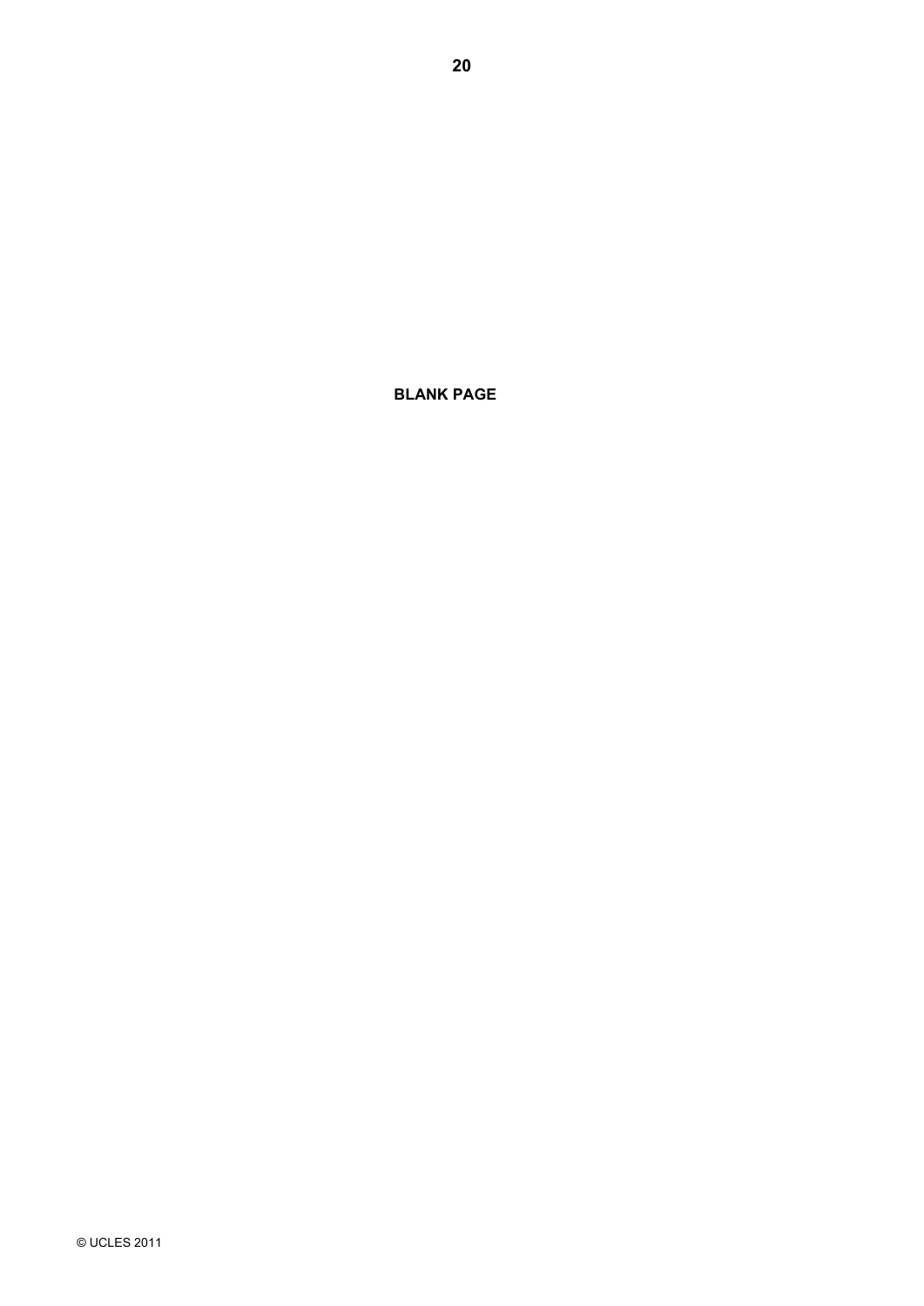**BLANK PAGE**

© UCLES 2011